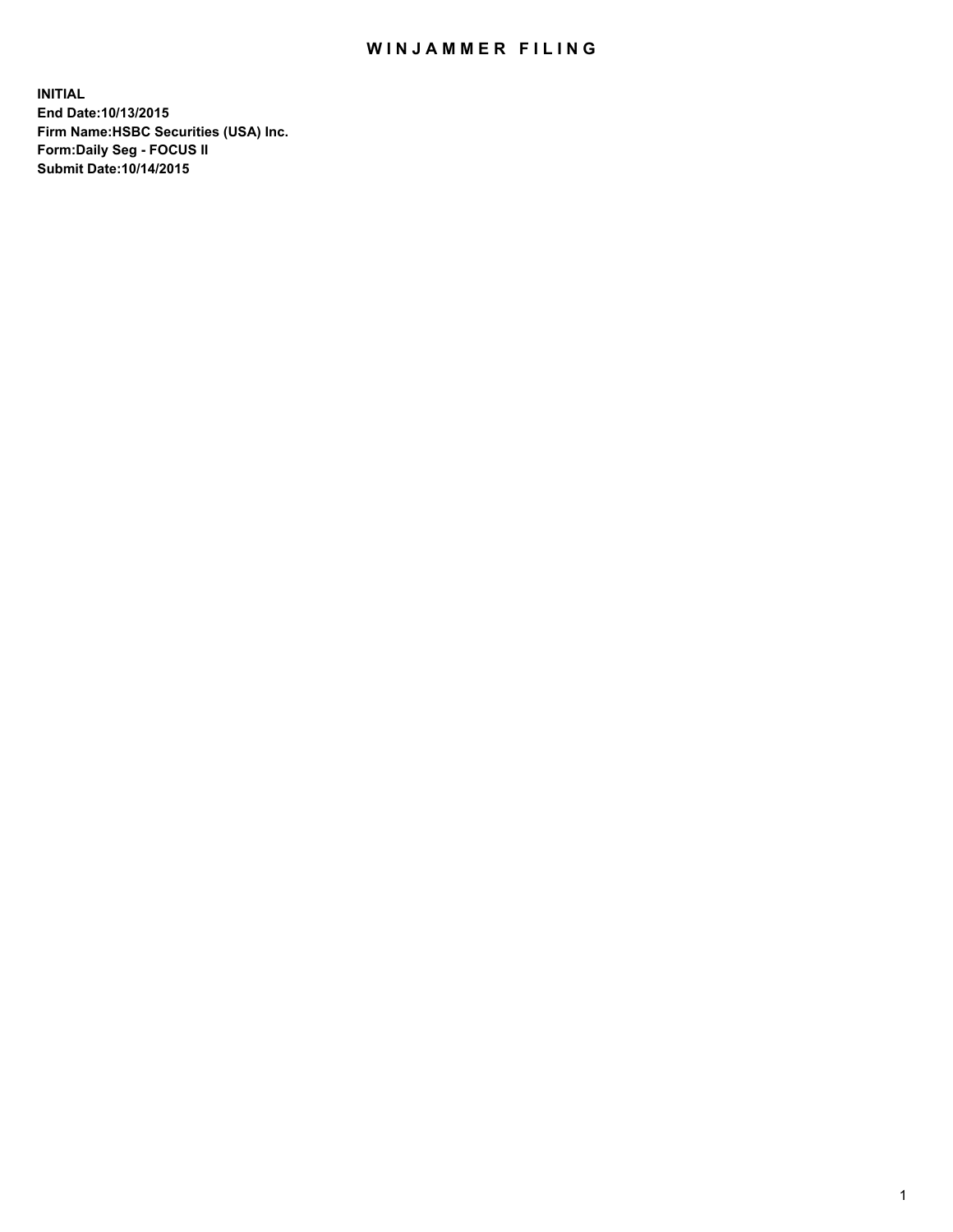# WINJAMMER FILING

**INITIAL**
**End Date:10/13/2015**
**Firm Name:HSBC Securities (USA) Inc.**
**Form:Daily Seg - FOCUS II**
**Submit Date:10/14/2015**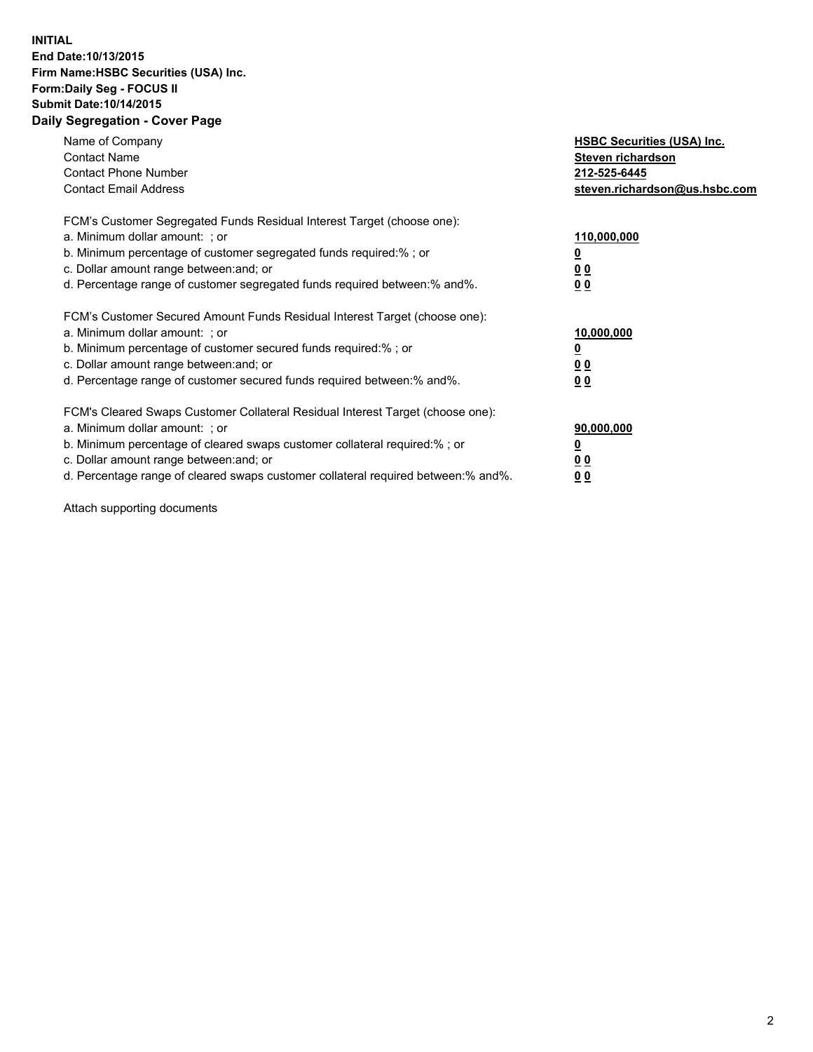**INITIAL**
**End Date:10/13/2015**
**Firm Name:HSBC Securities (USA) Inc.**
**Form:Daily Seg - FOCUS II**
**Submit Date:10/14/2015**

## Daily Segregation - Cover Page

| | |
|---|---|
| Name of Company | **HSBC Securities (USA) Inc.** |
| Contact Name | **Steven richardson** |
| Contact Phone Number | **212-525-6445** |
| Contact Email Address | **steven.richardson@us.hsbc.com** |

FCM's Customer Segregated Funds Residual Interest Target (choose one):

| | |
|---|---|
| a. Minimum dollar amount: ; or | **110,000,000** |
| b. Minimum percentage of customer segregated funds required:% ; or | **0** |
| c. Dollar amount range between:and; or | **0 0** |
| d. Percentage range of customer segregated funds required between:% and%. | **0 0** |

FCM's Customer Secured Amount Funds Residual Interest Target (choose one):

| | |
|---|---|
| a. Minimum dollar amount: ; or | **10,000,000** |
| b. Minimum percentage of customer secured funds required:% ; or | **0** |
| c. Dollar amount range between:and; or | **0 0** |
| d. Percentage range of customer secured funds required between:% and%. | **0 0** |

FCM's Cleared Swaps Customer Collateral Residual Interest Target (choose one):

| | |
|---|---|
| a. Minimum dollar amount: ; or | **90,000,000** |
| b. Minimum percentage of cleared swaps customer collateral required:% ; or | **0** |
| c. Dollar amount range between:and; or | **0 0** |
| d. Percentage range of cleared swaps customer collateral required between:% and%. | **0 0** |

Attach supporting documents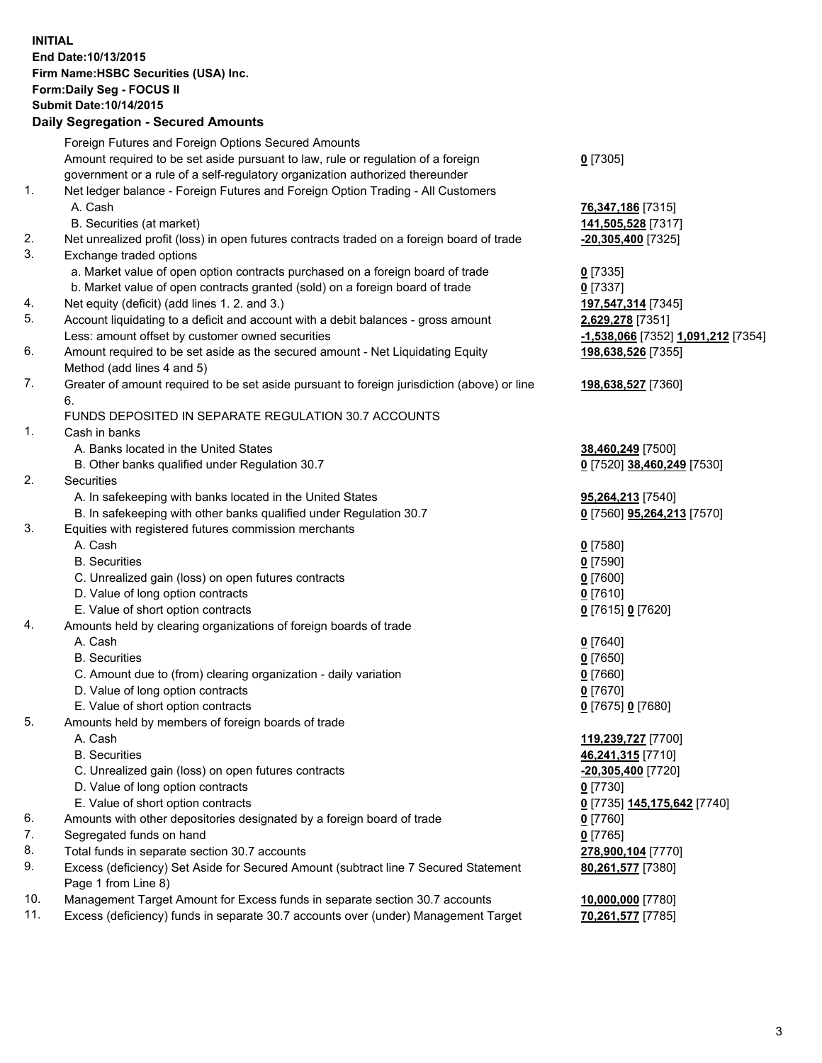**INITIAL**
**End Date:10/13/2015**
**Firm Name:HSBC Securities (USA) Inc.**
**Form:Daily Seg - FOCUS II**
**Submit Date:10/14/2015**

### Daily Segregation - Secured Amounts

| | | |
|---|---|---|
| | Foreign Futures and Foreign Options Secured Amounts | |
| | Amount required to be set aside pursuant to law, rule or regulation of a foreign government or a rule of a self-regulatory organization authorized thereunder | **0** [7305] |
| 1. | Net ledger balance - Foreign Futures and Foreign Option Trading - All Customers | |
| | A. Cash | **76,347,186** [7315] |
| | B. Securities (at market) | **141,505,528** [7317] |
| 2. | Net unrealized profit (loss) in open futures contracts traded on a foreign board of trade | **-20,305,400** [7325] |
| 3. | Exchange traded options | |
| | a. Market value of open option contracts purchased on a foreign board of trade | **0** [7335] |
| | b. Market value of open contracts granted (sold) on a foreign board of trade | **0** [7337] |
| 4. | Net equity (deficit) (add lines 1. 2. and 3.) | **197,547,314** [7345] |
| 5. | Account liquidating to a deficit and account with a debit balances - gross amount | **2,629,278** [7351] |
| | Less: amount offset by customer owned securities | **-1,538,066** [7352] **1,091,212** [7354] |
| 6. | Amount required to be set aside as the secured amount - Net Liquidating Equity Method (add lines 4 and 5) | **198,638,526** [7355] |
| 7. | Greater of amount required to be set aside pursuant to foreign jurisdiction (above) or line 6. | **198,638,527** [7360] |
| | FUNDS DEPOSITED IN SEPARATE REGULATION 30.7 ACCOUNTS | |
| 1. | Cash in banks | |
| | A. Banks located in the United States | **38,460,249** [7500] |
| | B. Other banks qualified under Regulation 30.7 | **0** [7520] **38,460,249** [7530] |
| 2. | Securities | |
| | A. In safekeeping with banks located in the United States | **95,264,213** [7540] |
| | B. In safekeeping with other banks qualified under Regulation 30.7 | **0** [7560] **95,264,213** [7570] |
| 3. | Equities with registered futures commission merchants | |
| | A. Cash | **0** [7580] |
| | B. Securities | **0** [7590] |
| | C. Unrealized gain (loss) on open futures contracts | **0** [7600] |
| | D. Value of long option contracts | **0** [7610] |
| | E. Value of short option contracts | **0** [7615] **0** [7620] |
| 4. | Amounts held by clearing organizations of foreign boards of trade | |
| | A. Cash | **0** [7640] |
| | B. Securities | **0** [7650] |
| | C. Amount due to (from) clearing organization - daily variation | **0** [7660] |
| | D. Value of long option contracts | **0** [7670] |
| | E. Value of short option contracts | **0** [7675] **0** [7680] |
| 5. | Amounts held by members of foreign boards of trade | |
| | A. Cash | **119,239,727** [7700] |
| | B. Securities | **46,241,315** [7710] |
| | C. Unrealized gain (loss) on open futures contracts | **-20,305,400** [7720] |
| | D. Value of long option contracts | **0** [7730] |
| | E. Value of short option contracts | **0** [7735] **145,175,642** [7740] |
| 6. | Amounts with other depositories designated by a foreign board of trade | **0** [7760] |
| 7. | Segregated funds on hand | **0** [7765] |
| 8. | Total funds in separate section 30.7 accounts | **278,900,104** [7770] |
| 9. | Excess (deficiency) Set Aside for Secured Amount (subtract line 7 Secured Statement Page 1 from Line 8) | **80,261,577** [7380] |
| 10. | Management Target Amount for Excess funds in separate section 30.7 accounts | **10,000,000** [7780] |
| 11. | Excess (deficiency) funds in separate 30.7 accounts over (under) Management Target | **70,261,577** [7785] |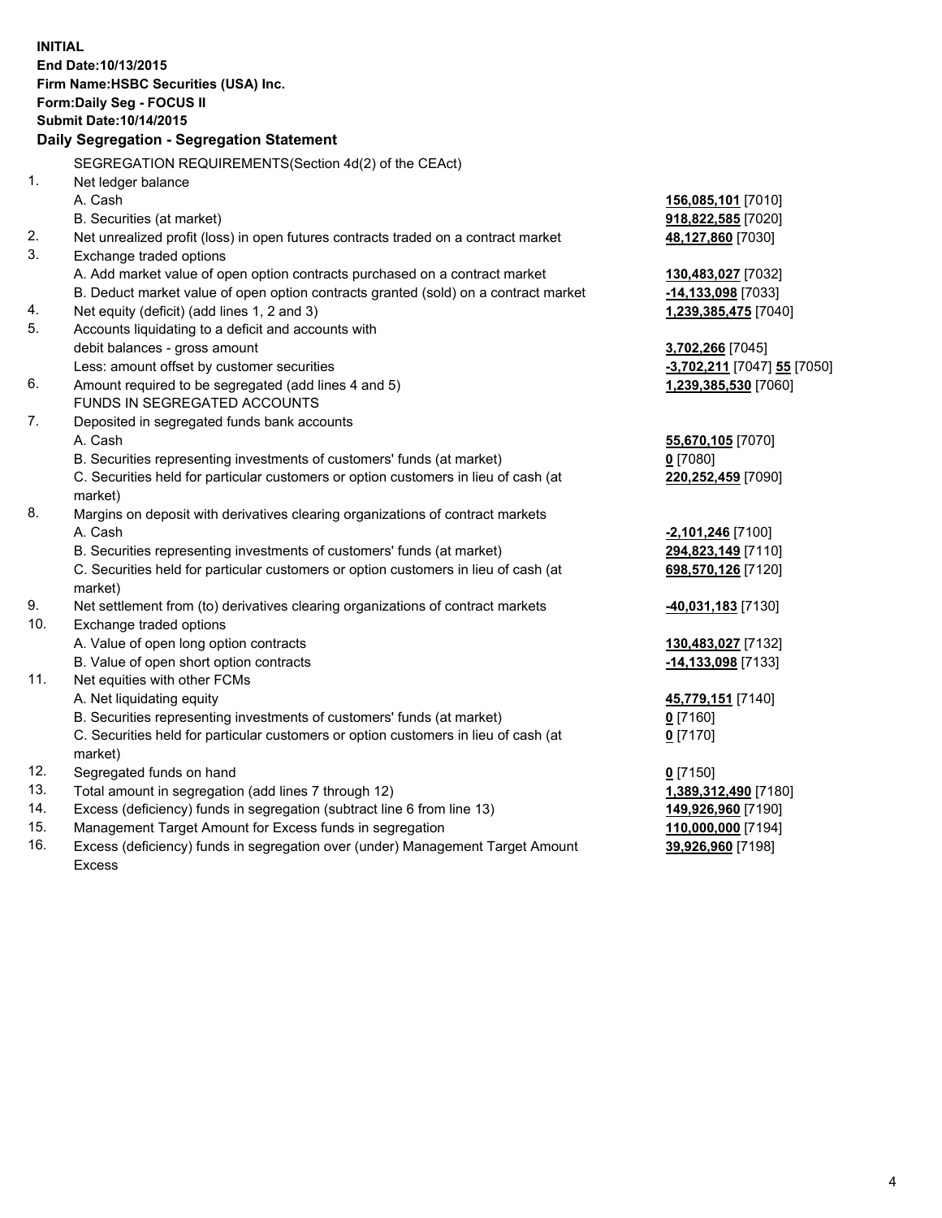**INITIAL**
**End Date:10/13/2015**
**Firm Name:HSBC Securities (USA) Inc.**
**Form:Daily Seg - FOCUS II**
**Submit Date:10/14/2015**

## Daily Segregation - Segregation Statement

SEGREGATION REQUIREMENTS(Section 4d(2) of the CEAct)

| | | |
|---|---|---|
| 1. | Net ledger balance | |
| | A. Cash | **156,085,101** [7010] |
| | B. Securities (at market) | **918,822,585** [7020] |
| 2. | Net unrealized profit (loss) in open futures contracts traded on a contract market | **48,127,860** [7030] |
| 3. | Exchange traded options | |
| | A. Add market value of open option contracts purchased on a contract market | **130,483,027** [7032] |
| | B. Deduct market value of open option contracts granted (sold) on a contract market | **-14,133,098** [7033] |
| 4. | Net equity (deficit) (add lines 1, 2 and 3) | **1,239,385,475** [7040] |
| 5. | Accounts liquidating to a deficit and accounts with debit balances - gross amount | **3,702,266** [7045] |
| | Less: amount offset by customer securities | **-3,702,211** [7047] **55** [7050] |
| 6. | Amount required to be segregated (add lines 4 and 5) | **1,239,385,530** [7060] |
| | FUNDS IN SEGREGATED ACCOUNTS | |
| 7. | Deposited in segregated funds bank accounts | |
| | A. Cash | **55,670,105** [7070] |
| | B. Securities representing investments of customers' funds (at market) | **0** [7080] |
| | C. Securities held for particular customers or option customers in lieu of cash (at market) | **220,252,459** [7090] |
| 8. | Margins on deposit with derivatives clearing organizations of contract markets | |
| | A. Cash | **-2,101,246** [7100] |
| | B. Securities representing investments of customers' funds (at market) | **294,823,149** [7110] |
| | C. Securities held for particular customers or option customers in lieu of cash (at market) | **698,570,126** [7120] |
| 9. | Net settlement from (to) derivatives clearing organizations of contract markets | **-40,031,183** [7130] |
| 10. | Exchange traded options | |
| | A. Value of open long option contracts | **130,483,027** [7132] |
| | B. Value of open short option contracts | **-14,133,098** [7133] |
| 11. | Net equities with other FCMs | |
| | A. Net liquidating equity | **45,779,151** [7140] |
| | B. Securities representing investments of customers' funds (at market) | **0** [7160] |
| | C. Securities held for particular customers or option customers in lieu of cash (at market) | **0** [7170] |
| 12. | Segregated funds on hand | **0** [7150] |
| 13. | Total amount in segregation (add lines 7 through 12) | **1,389,312,490** [7180] |
| 14. | Excess (deficiency) funds in segregation (subtract line 6 from line 13) | **149,926,960** [7190] |
| 15. | Management Target Amount for Excess funds in segregation | **110,000,000** [7194] |
| 16. | Excess (deficiency) funds in segregation over (under) Management Target Amount Excess | **39,926,960** [7198] |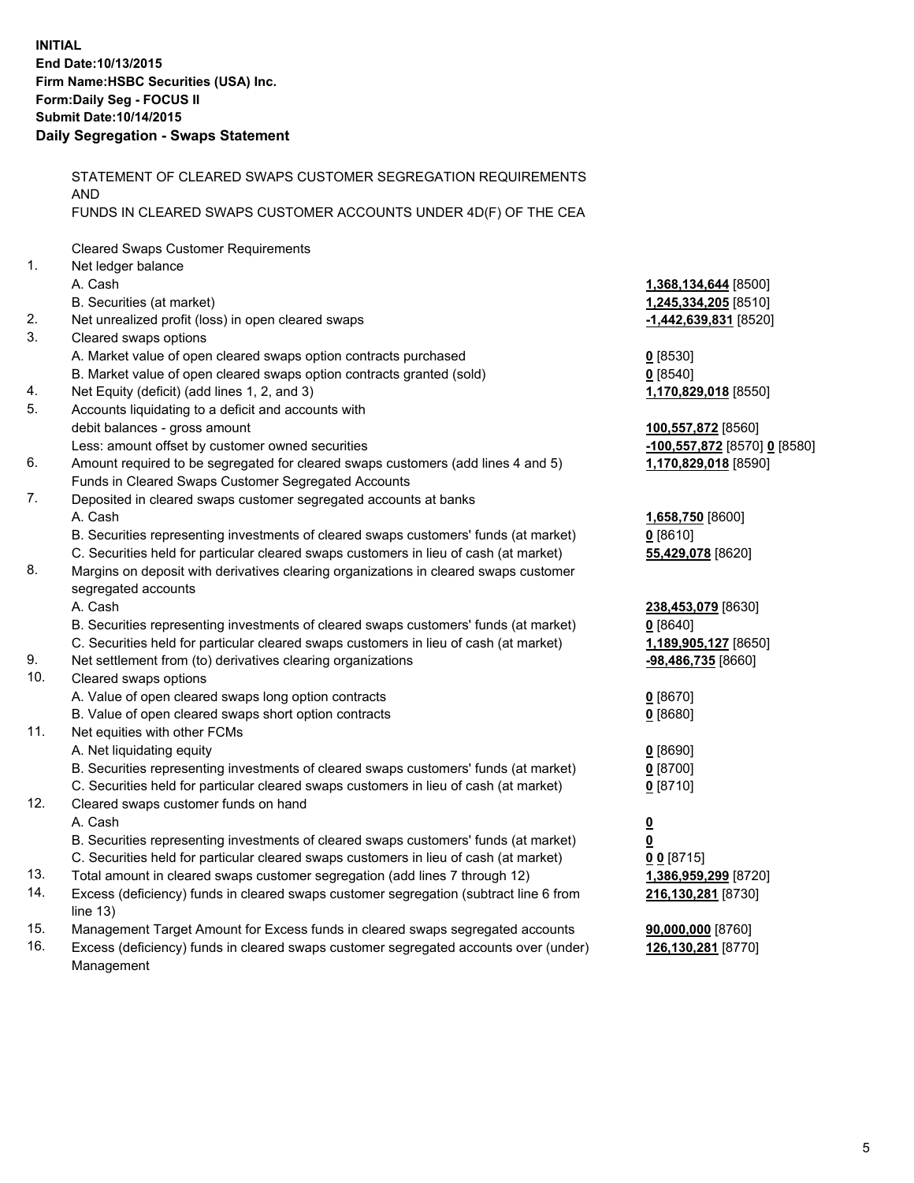**INITIAL**
**End Date:10/13/2015**
**Firm Name:HSBC Securities (USA) Inc.**
**Form:Daily Seg - FOCUS II**
**Submit Date:10/14/2015**
**Daily Segregation - Swaps Statement**

STATEMENT OF CLEARED SWAPS CUSTOMER SEGREGATION REQUIREMENTS AND FUNDS IN CLEARED SWAPS CUSTOMER ACCOUNTS UNDER 4D(F) OF THE CEA

| | | |
|---|---|---|
| | Cleared Swaps Customer Requirements | |
| 1. | Net ledger balance | |
| | A. Cash | **1,368,134,644** [8500] |
| | B. Securities (at market) | **1,245,334,205** [8510] |
| 2. | Net unrealized profit (loss) in open cleared swaps | **-1,442,639,831** [8520] |
| 3. | Cleared swaps options | |
| | A. Market value of open cleared swaps option contracts purchased | **0** [8530] |
| | B. Market value of open cleared swaps option contracts granted (sold) | **0** [8540] |
| 4. | Net Equity (deficit) (add lines 1, 2, and 3) | **1,170,829,018** [8550] |
| 5. | Accounts liquidating to a deficit and accounts with debit balances - gross amount | **100,557,872** [8560] |
| | Less: amount offset by customer owned securities | **-100,557,872** [8570] **0** [8580] |
| 6. | Amount required to be segregated for cleared swaps customers (add lines 4 and 5) | **1,170,829,018** [8590] |
| | Funds in Cleared Swaps Customer Segregated Accounts | |
| 7. | Deposited in cleared swaps customer segregated accounts at banks | |
| | A. Cash | **1,658,750** [8600] |
| | B. Securities representing investments of cleared swaps customers' funds (at market) | **0** [8610] |
| | C. Securities held for particular cleared swaps customers in lieu of cash (at market) | **55,429,078** [8620] |
| 8. | Margins on deposit with derivatives clearing organizations in cleared swaps customer segregated accounts | |
| | A. Cash | **238,453,079** [8630] |
| | B. Securities representing investments of cleared swaps customers' funds (at market) | **0** [8640] |
| | C. Securities held for particular cleared swaps customers in lieu of cash (at market) | **1,189,905,127** [8650] |
| 9. | Net settlement from (to) derivatives clearing organizations | **-98,486,735** [8660] |
| 10. | Cleared swaps options | |
| | A. Value of open cleared swaps long option contracts | **0** [8670] |
| | B. Value of open cleared swaps short option contracts | **0** [8680] |
| 11. | Net equities with other FCMs | |
| | A. Net liquidating equity | **0** [8690] |
| | B. Securities representing investments of cleared swaps customers' funds (at market) | **0** [8700] |
| | C. Securities held for particular cleared swaps customers in lieu of cash (at market) | **0** [8710] |
| 12. | Cleared swaps customer funds on hand | |
| | A. Cash | **0** |
| | B. Securities representing investments of cleared swaps customers' funds (at market) | **0** |
| | C. Securities held for particular cleared swaps customers in lieu of cash (at market) | **0** **0** [8715] |
| 13. | Total amount in cleared swaps customer segregation (add lines 7 through 12) | **1,386,959,299** [8720] |
| 14. | Excess (deficiency) funds in cleared swaps customer segregation (subtract line 6 from line 13) | **216,130,281** [8730] |
| 15. | Management Target Amount for Excess funds in cleared swaps segregated accounts | **90,000,000** [8760] |
| 16. | Excess (deficiency) funds in cleared swaps customer segregated accounts over (under) Management | **126,130,281** [8770] |